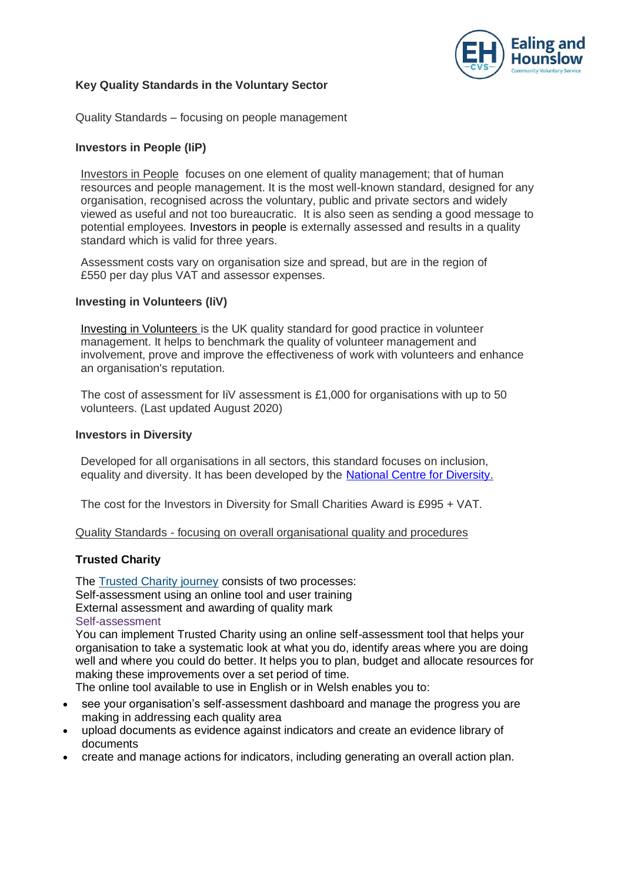## Key Quality Standards in the Voluntary Sector

Quality Standards – focusing on people management

### Investors in People (IiP)

Investors in People focuses on one element of quality management; that of human resources and people management. It is the most well-known standard, designed for any organisation, recognised across the voluntary, public and private sectors and widely viewed as useful and not too bureaucratic. It is also seen as sending a good message to potential employees. Investors in people is externally assessed and results in a quality standard which is valid for three years.

Assessment costs vary on organisation size and spread, but are in the region of £550 per day plus VAT and assessor expenses.

### Investing in Volunteers (IiV)

Investing in Volunteers is the UK quality standard for good practice in volunteer management. It helps to benchmark the quality of volunteer management and involvement, prove and improve the effectiveness of work with volunteers and enhance an organisation's reputation.

The cost of assessment for IiV assessment is £1,000 for organisations with up to 50 volunteers. (Last updated August 2020)

### Investors in Diversity

Developed for all organisations in all sectors, this standard focuses on inclusion, equality and diversity. It has been developed by the National Centre for Diversity.

The cost for the Investors in Diversity for Small Charities Award is £995 + VAT.

Quality Standards - focusing on overall organisational quality and procedures

### Trusted Charity

The Trusted Charity journey consists of two processes:
Self-assessment using an online tool and user training
External assessment and awarding of quality mark

Self-assessment

You can implement Trusted Charity using an online self-assessment tool that helps your organisation to take a systematic look at what you do, identify areas where you are doing well and where you could do better. It helps you to plan, budget and allocate resources for making these improvements over a set period of time.
The online tool available to use in English or in Welsh enables you to:

- see your organisation's self-assessment dashboard and manage the progress you are making in addressing each quality area
- upload documents as evidence against indicators and create an evidence library of documents
- create and manage actions for indicators, including generating an overall action plan.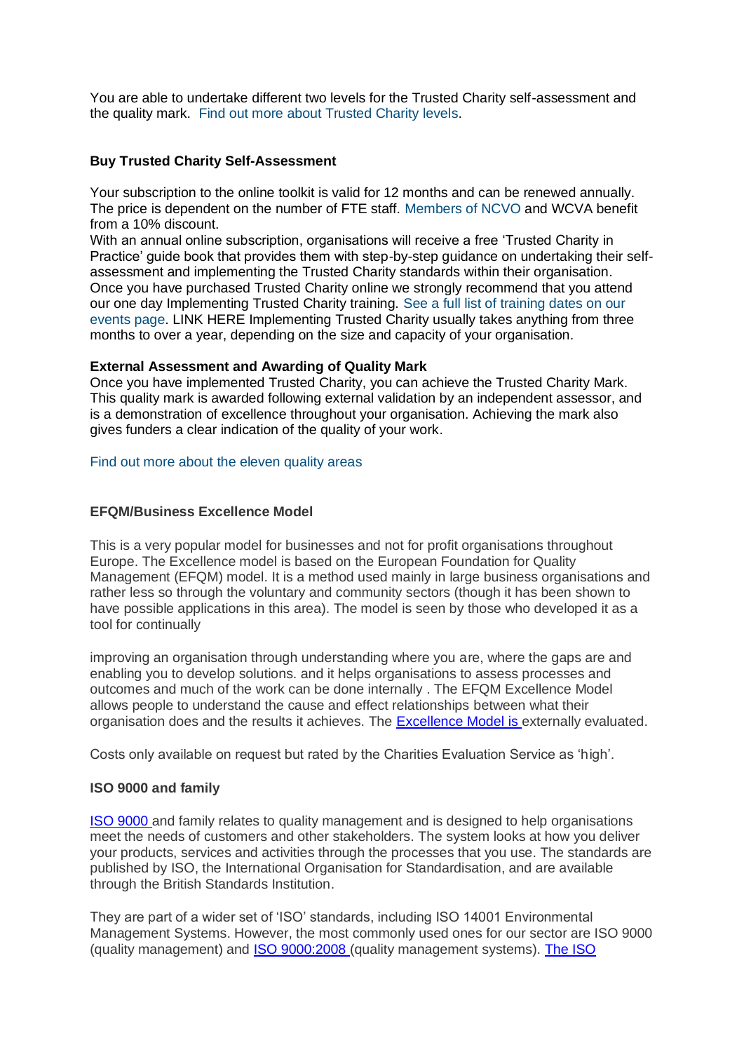You are able to undertake different two levels for the Trusted Charity self-assessment and the quality mark. Find out more about Trusted Charity levels.

**Buy Trusted Charity Self-Assessment**

Your subscription to the online toolkit is valid for 12 months and can be renewed annually. The price is dependent on the number of FTE staff. Members of NCVO and WCVA benefit from a 10% discount.
With an annual online subscription, organisations will receive a free 'Trusted Charity in Practice' guide book that provides them with step-by-step guidance on undertaking their self-assessment and implementing the Trusted Charity standards within their organisation.
Once you have purchased Trusted Charity online we strongly recommend that you attend our one day Implementing Trusted Charity training. See a full list of training dates on our events page. LINK HERE Implementing Trusted Charity usually takes anything from three months to over a year, depending on the size and capacity of your organisation.

**External Assessment and Awarding of Quality Mark**
Once you have implemented Trusted Charity, you can achieve the Trusted Charity Mark. This quality mark is awarded following external validation by an independent assessor, and is a demonstration of excellence throughout your organisation. Achieving the mark also gives funders a clear indication of the quality of your work.

Find out more about the eleven quality areas

**EFQM/Business Excellence Model**

This is a very popular model for businesses and not for profit organisations throughout Europe. The Excellence model is based on the European Foundation for Quality Management (EFQM) model. It is a method used mainly in large business organisations and rather less so through the voluntary and community sectors (though it has been shown to have possible applications in this area). The model is seen by those who developed it as a tool for continually

improving an organisation through understanding where you are, where the gaps are and enabling you to develop solutions. and it helps organisations to assess processes and outcomes and much of the work can be done internally . The EFQM Excellence Model allows people to understand the cause and effect relationships between what their organisation does and the results it achieves. The Excellence Model is externally evaluated.

Costs only available on request but rated by the Charities Evaluation Service as 'high'.

**ISO 9000 and family**

ISO 9000 and family relates to quality management and is designed to help organisations meet the needs of customers and other stakeholders. The system looks at how you deliver your products, services and activities through the processes that you use. The standards are published by ISO, the International Organisation for Standardisation, and are available through the British Standards Institution.

They are part of a wider set of 'ISO' standards, including ISO 14001 Environmental Management Systems. However, the most commonly used ones for our sector are ISO 9000 (quality management) and ISO 9000:2008 (quality management systems). The ISO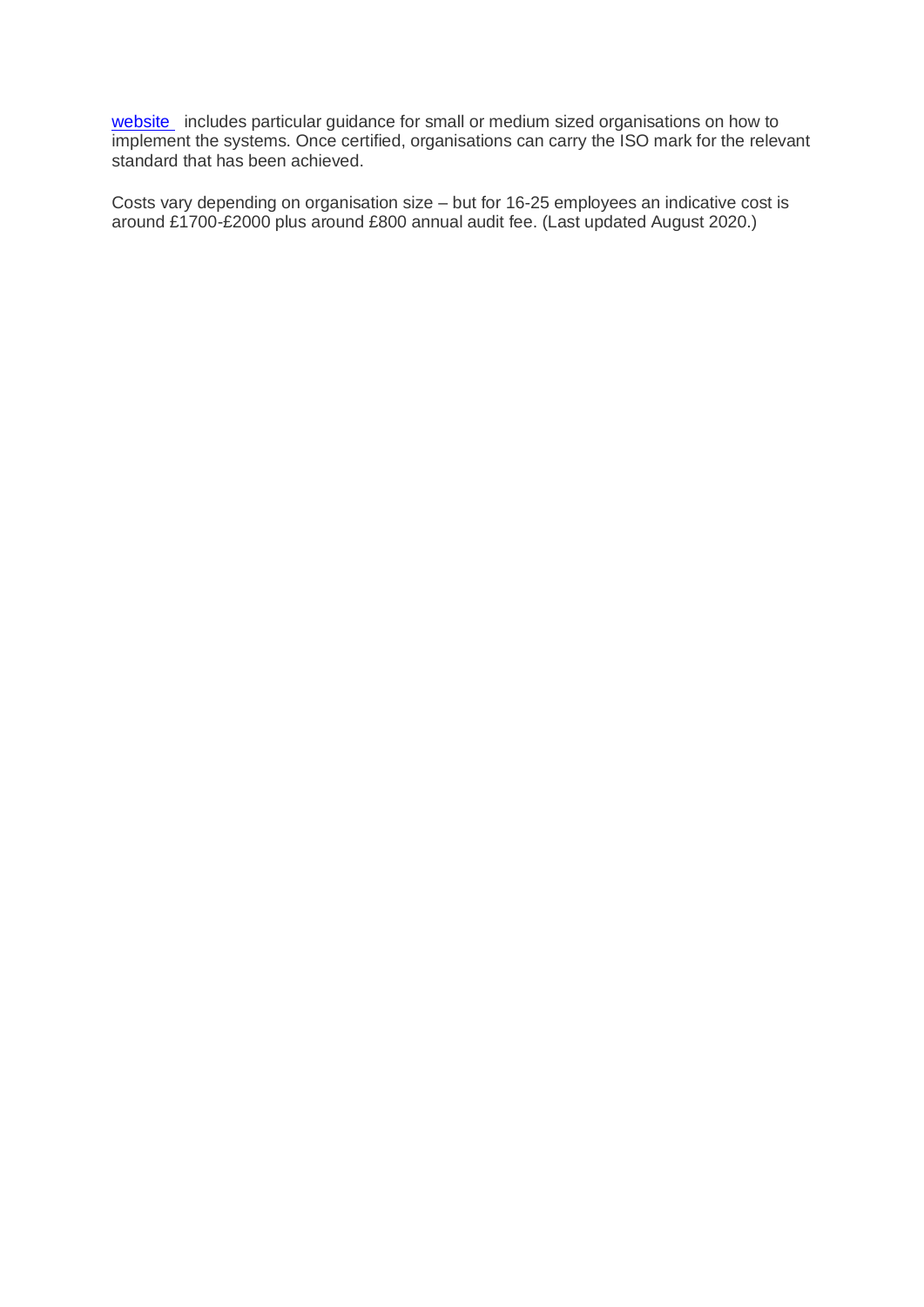website includes particular guidance for small or medium sized organisations on how to implement the systems. Once certified, organisations can carry the ISO mark for the relevant standard that has been achieved.

Costs vary depending on organisation size – but for 16-25 employees an indicative cost is around £1700-£2000 plus around £800 annual audit fee. (Last updated August 2020.)